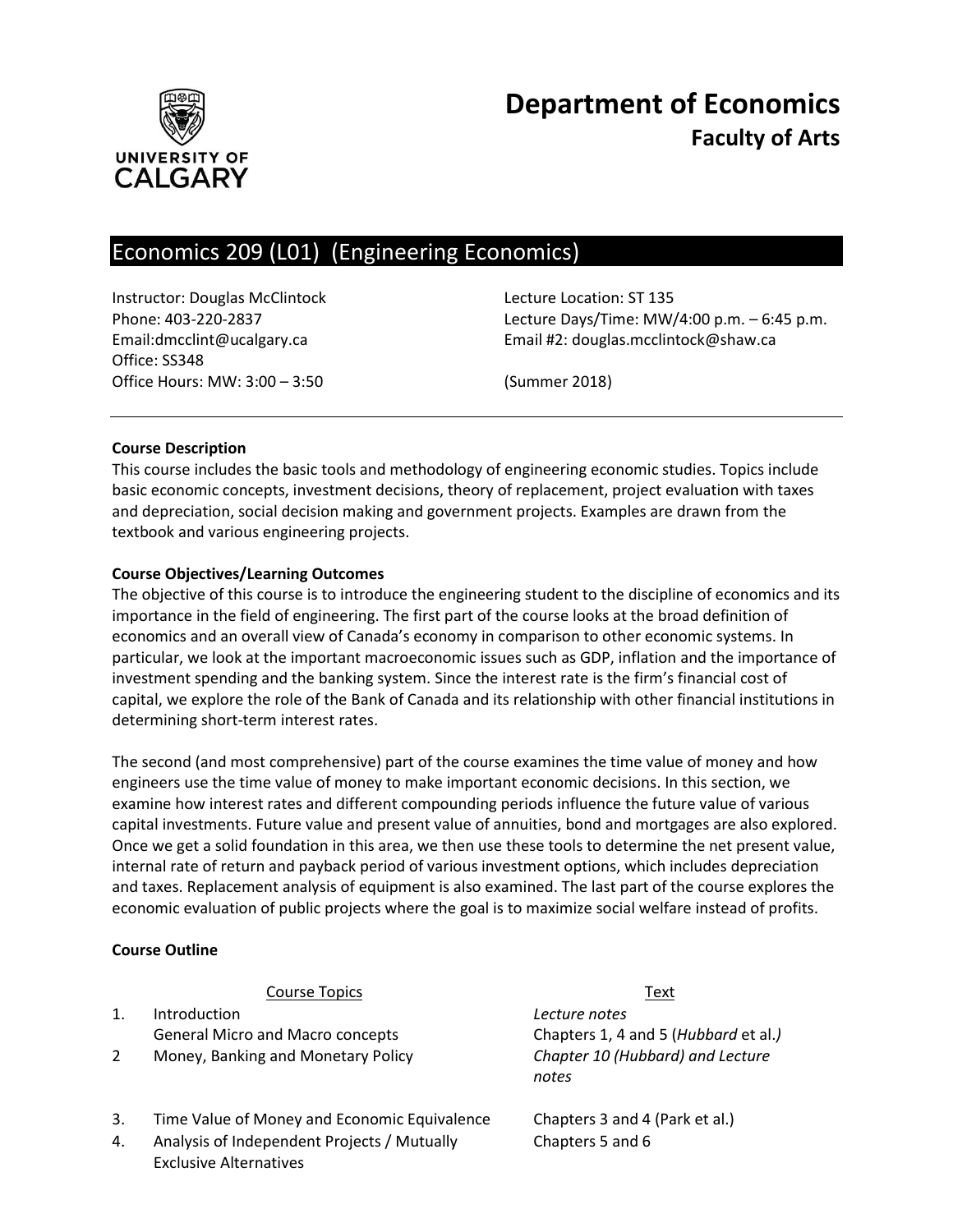# Department of Economics

## Faculty of Arts

UNIVERSITY OF CALGARY

## Economics 209 (L01) (Engineering Economics)

Instructor: Douglas McClintock
Phone: 403-220-2837
Email:dmcclint@ucalgary.ca
Office: SS348
Office Hours: MW: 3:00 – 3:50

Lecture Location: ST 135
Lecture Days/Time: MW/4:00 p.m. – 6:45 p.m.
Email #2: douglas.mcclintock@shaw.ca

(Summer 2018)

---

**Course Description**

This course includes the basic tools and methodology of engineering economic studies. Topics include basic economic concepts, investment decisions, theory of replacement, project evaluation with taxes and depreciation, social decision making and government projects. Examples are drawn from the textbook and various engineering projects.

**Course Objectives/Learning Outcomes**

The objective of this course is to introduce the engineering student to the discipline of economics and its importance in the field of engineering. The first part of the course looks at the broad definition of economics and an overall view of Canada's economy in comparison to other economic systems. In particular, we look at the important macroeconomic issues such as GDP, inflation and the importance of investment spending and the banking system. Since the interest rate is the firm's financial cost of capital, we explore the role of the Bank of Canada and its relationship with other financial institutions in determining short-term interest rates.

The second (and most comprehensive) part of the course examines the time value of money and how engineers use the time value of money to make important economic decisions. In this section, we examine how interest rates and different compounding periods influence the future value of various capital investments. Future value and present value of annuities, bond and mortgages are also explored. Once we get a solid foundation in this area, we then use these tools to determine the net present value, internal rate of return and payback period of various investment options, which includes depreciation and taxes. Replacement analysis of equipment is also examined. The last part of the course explores the economic evaluation of public projects where the goal is to maximize social welfare instead of profits.

**Course Outline**

| | Course Topics | Text |
|---|---|---|
| 1. | Introduction | *Lecture notes* |
| | General Micro and Macro concepts | Chapters 1, 4 and 5 (*Hubbard* et al.*)* |
| 2 | Money, Banking and Monetary Policy | *Chapter 10 (Hubbard) and Lecture notes* |
| 3. | Time Value of Money and Economic Equivalence | Chapters 3 and 4 (Park et al.) |
| 4. | Analysis of Independent Projects / Mutually Exclusive Alternatives | Chapters 5 and 6 |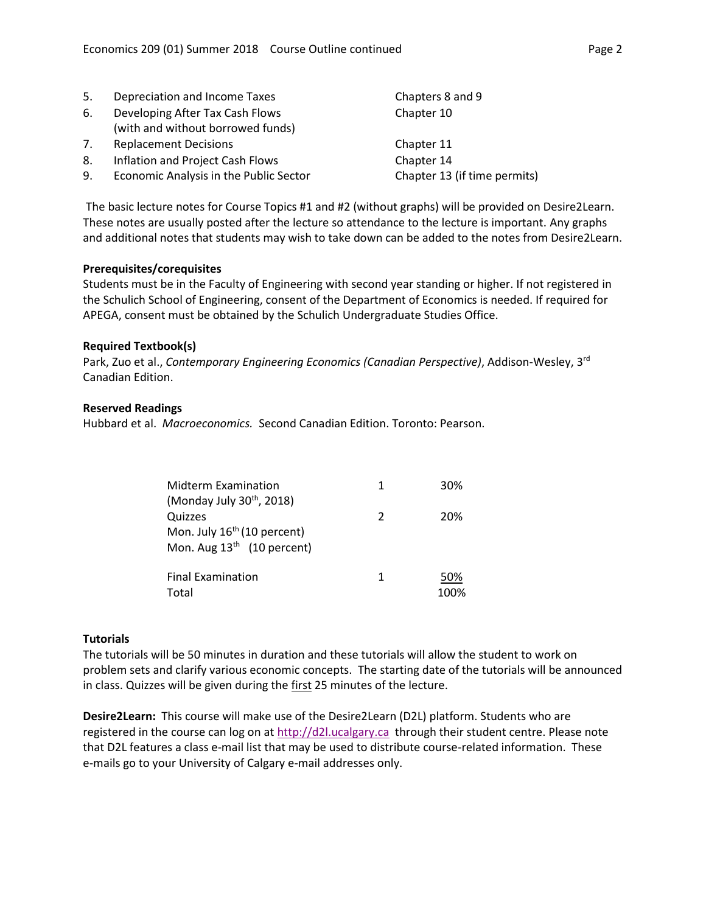| | | |
|---|---|---|
| 5. | Depreciation and Income Taxes | Chapters 8 and 9 |
| 6. | Developing After Tax Cash Flows (with and without borrowed funds) | Chapter 10 |
| 7. | Replacement Decisions | Chapter 11 |
| 8. | Inflation and Project Cash Flows | Chapter 14 |
| 9. | Economic Analysis in the Public Sector | Chapter 13 (if time permits) |

The basic lecture notes for Course Topics #1 and #2 (without graphs) will be provided on Desire2Learn. These notes are usually posted after the lecture so attendance to the lecture is important. Any graphs and additional notes that students may wish to take down can be added to the notes from Desire2Learn.

**Prerequisites/corequisites**

Students must be in the Faculty of Engineering with second year standing or higher. If not registered in the Schulich School of Engineering, consent of the Department of Economics is needed. If required for APEGA, consent must be obtained by the Schulich Undergraduate Studies Office.

**Required Textbook(s)**

Park, Zuo et al., *Contemporary Engineering Economics (Canadian Perspective)*, Addison-Wesley, 3rd Canadian Edition.

**Reserved Readings**

Hubbard et al. *Macroeconomics.* Second Canadian Edition. Toronto: Pearson.

| | | |
|---|---|---|
| Midterm Examination (Monday July 30th, 2018) | 1 | 30% |
| Quizzes<br>Mon. July 16th (10 percent)<br>Mon. Aug 13th (10 percent) | 2 | 20% |
| Final Examination | 1 | 50% |
| Total | | 100% |

**Tutorials**

The tutorials will be 50 minutes in duration and these tutorials will allow the student to work on problem sets and clarify various economic concepts. The starting date of the tutorials will be announced in class. Quizzes will be given during the first 25 minutes of the lecture.

**Desire2Learn:** This course will make use of the Desire2Learn (D2L) platform. Students who are registered in the course can log on at http://d2l.ucalgary.ca through their student centre. Please note that D2L features a class e-mail list that may be used to distribute course-related information. These e-mails go to your University of Calgary e-mail addresses only.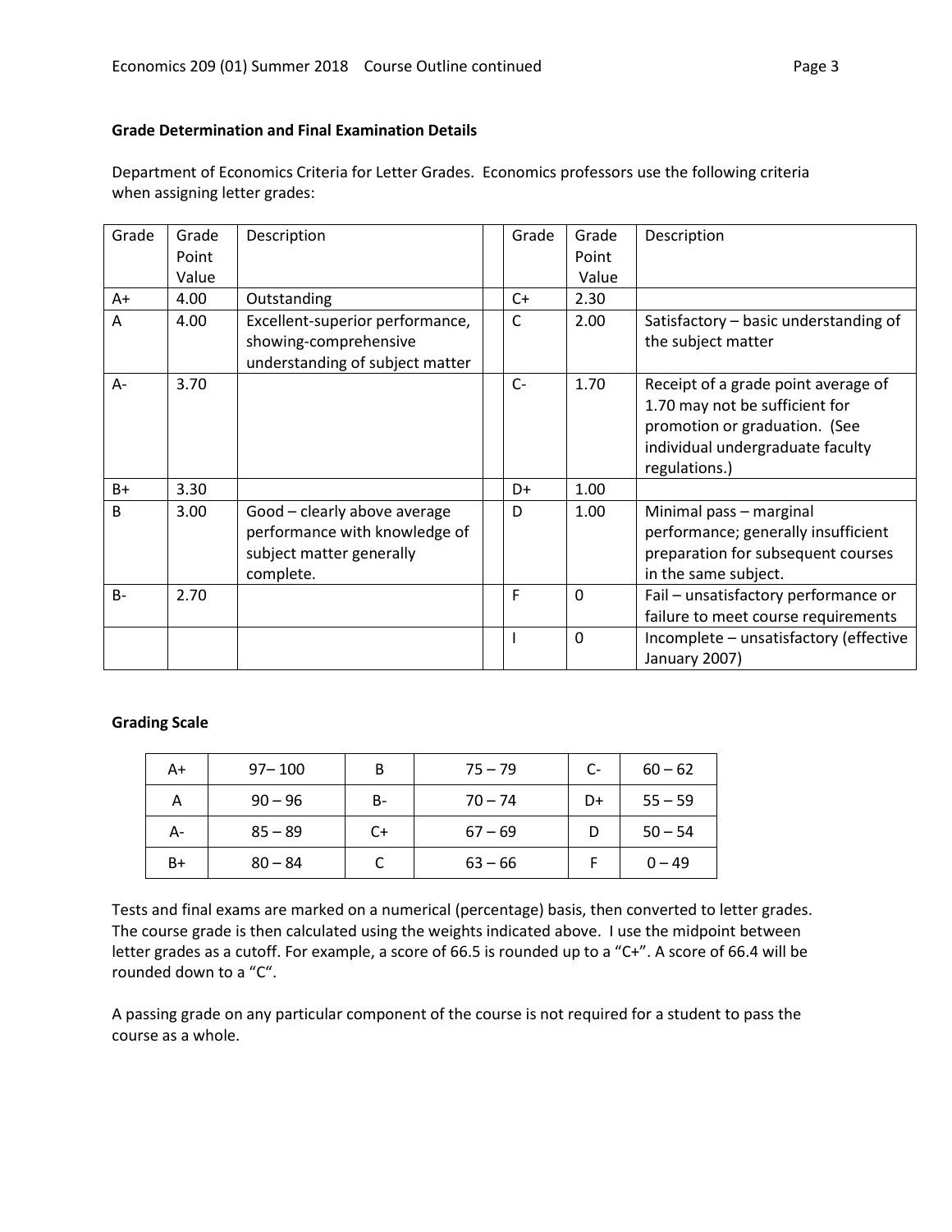**Grade Determination and Final Examination Details**

Department of Economics Criteria for Letter Grades. Economics professors use the following criteria when assigning letter grades:

| Grade | Grade Point Value | Description | | Grade | Grade Point Value | Description |
|---|---|---|---|---|---|---|
| A+ | 4.00 | Outstanding | | C+ | 2.30 | |
| A | 4.00 | Excellent-superior performance, showing-comprehensive understanding of subject matter | | C | 2.00 | Satisfactory – basic understanding of the subject matter |
| A- | 3.70 | | | C- | 1.70 | Receipt of a grade point average of 1.70 may not be sufficient for promotion or graduation. (See individual undergraduate faculty regulations.) |
| B+ | 3.30 | | | D+ | 1.00 | |
| B | 3.00 | Good – clearly above average performance with knowledge of subject matter generally complete. | | D | 1.00 | Minimal pass – marginal performance; generally insufficient preparation for subsequent courses in the same subject. |
| B- | 2.70 | | | F | 0 | Fail – unsatisfactory performance or failure to meet course requirements |
| | | | | I | 0 | Incomplete – unsatisfactory (effective January 2007) |

**Grading Scale**

| | | | | | |
|---|---|---|---|---|---|
| A+ | 97– 100 | B | 75 – 79 | C- | 60 – 62 |
| A | 90 – 96 | B- | 70 – 74 | D+ | 55 – 59 |
| A- | 85 – 89 | C+ | 67 – 69 | D | 50 – 54 |
| B+ | 80 – 84 | C | 63 – 66 | F | 0 – 49 |

Tests and final exams are marked on a numerical (percentage) basis, then converted to letter grades. The course grade is then calculated using the weights indicated above. I use the midpoint between letter grades as a cutoff. For example, a score of 66.5 is rounded up to a "C+". A score of 66.4 will be rounded down to a "C".

A passing grade on any particular component of the course is not required for a student to pass the course as a whole.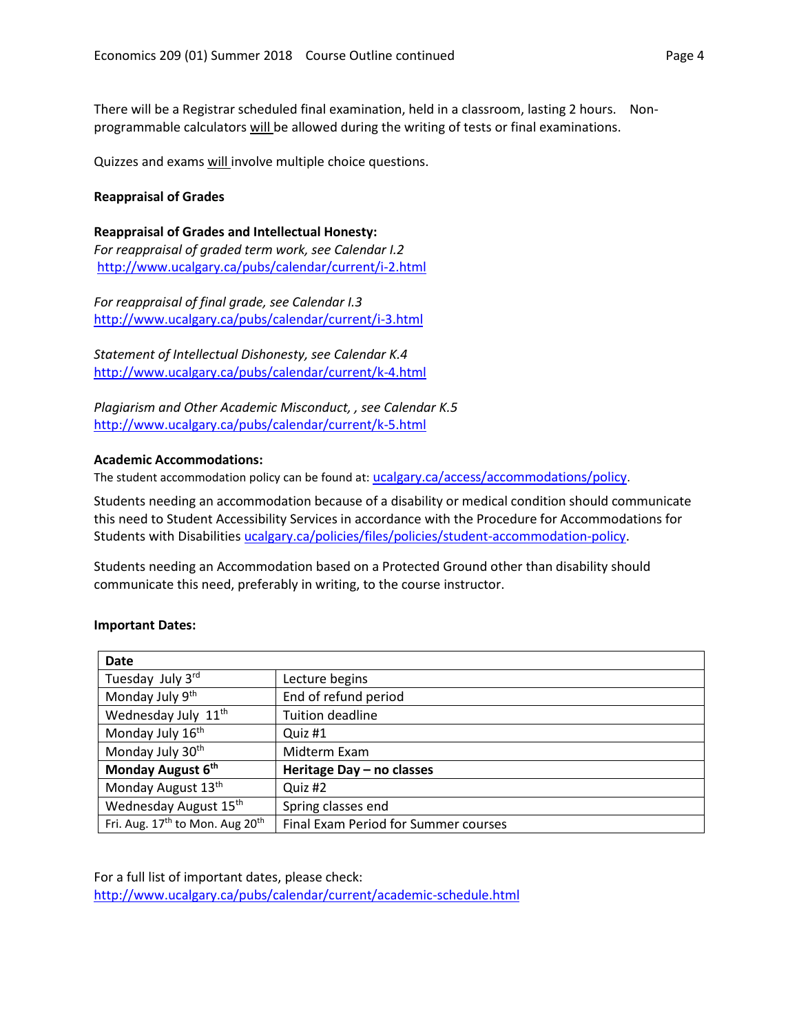There will be a Registrar scheduled final examination, held in a classroom, lasting 2 hours. Non-programmable calculators will be allowed during the writing of tests or final examinations.

Quizzes and exams will involve multiple choice questions.

**Reappraisal of Grades**

**Reappraisal of Grades and Intellectual Honesty:**
*For reappraisal of graded term work, see Calendar I.2*
http://www.ucalgary.ca/pubs/calendar/current/i-2.html

*For reappraisal of final grade, see Calendar I.3*
http://www.ucalgary.ca/pubs/calendar/current/i-3.html

*Statement of Intellectual Dishonesty, see Calendar K.4*
http://www.ucalgary.ca/pubs/calendar/current/k-4.html

*Plagiarism and Other Academic Misconduct, , see Calendar K.5*
http://www.ucalgary.ca/pubs/calendar/current/k-5.html

**Academic Accommodations:**
The student accommodation policy can be found at: ucalgary.ca/access/accommodations/policy.

Students needing an accommodation because of a disability or medical condition should communicate this need to Student Accessibility Services in accordance with the Procedure for Accommodations for Students with Disabilities ucalgary.ca/policies/files/policies/student-accommodation-policy.

Students needing an Accommodation based on a Protected Ground other than disability should communicate this need, preferably in writing, to the course instructor.

**Important Dates:**

| **Date** | |
|---|---|
| Tuesday July 3rd | Lecture begins |
| Monday July 9th | End of refund period |
| Wednesday July 11th | Tuition deadline |
| Monday July 16th | Quiz #1 |
| Monday July 30th | Midterm Exam |
| **Monday August 6th** | **Heritage Day – no classes** |
| Monday August 13th | Quiz #2 |
| Wednesday August 15th | Spring classes end |
| Fri. Aug. 17th to Mon. Aug 20th | Final Exam Period for Summer courses |

For a full list of important dates, please check:
http://www.ucalgary.ca/pubs/calendar/current/academic-schedule.html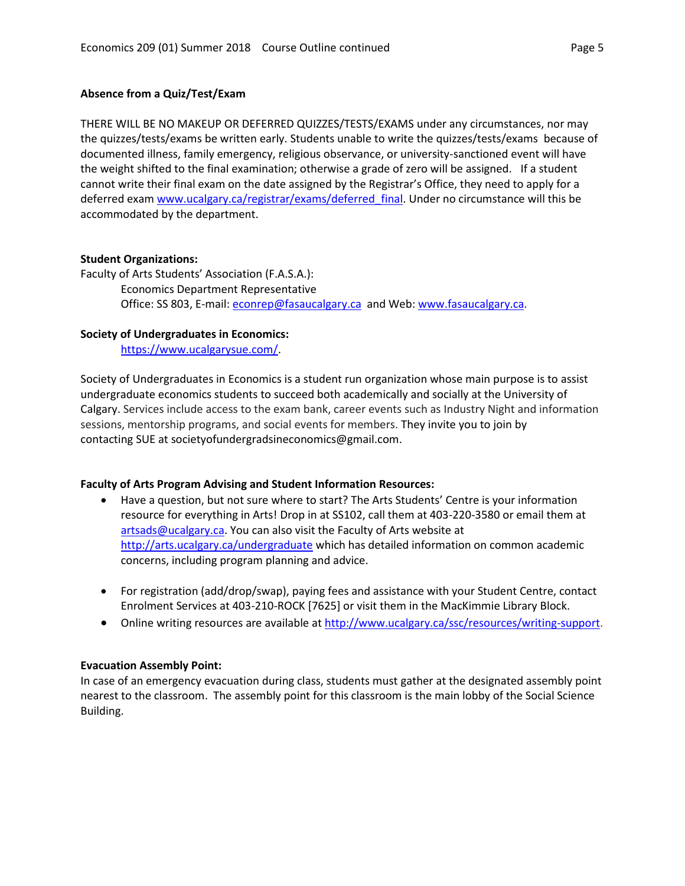**Absence from a Quiz/Test/Exam**

THERE WILL BE NO MAKEUP OR DEFERRED QUIZZES/TESTS/EXAMS under any circumstances, nor may the quizzes/tests/exams be written early. Students unable to write the quizzes/tests/exams because of documented illness, family emergency, religious observance, or university-sanctioned event will have the weight shifted to the final examination; otherwise a grade of zero will be assigned. If a student cannot write their final exam on the date assigned by the Registrar's Office, they need to apply for a deferred exam www.ucalgary.ca/registrar/exams/deferred_final. Under no circumstance will this be accommodated by the department.

**Student Organizations:**

Faculty of Arts Students' Association (F.A.S.A.):

Economics Department Representative
Office: SS 803, E-mail: econrep@fasaucalgary.ca and Web: www.fasaucalgary.ca.

**Society of Undergraduates in Economics:**

https://www.ucalgarysue.com/.

Society of Undergraduates in Economics is a student run organization whose main purpose is to assist undergraduate economics students to succeed both academically and socially at the University of Calgary. Services include access to the exam bank, career events such as Industry Night and information sessions, mentorship programs, and social events for members. They invite you to join by contacting SUE at societyofundergradsineconomics@gmail.com.

**Faculty of Arts Program Advising and Student Information Resources:**

- Have a question, but not sure where to start? The Arts Students' Centre is your information resource for everything in Arts! Drop in at SS102, call them at 403-220-3580 or email them at artsads@ucalgary.ca. You can also visit the Faculty of Arts website at http://arts.ucalgary.ca/undergraduate which has detailed information on common academic concerns, including program planning and advice.
- For registration (add/drop/swap), paying fees and assistance with your Student Centre, contact Enrolment Services at 403-210-ROCK [7625] or visit them in the MacKimmie Library Block.
- Online writing resources are available at http://www.ucalgary.ca/ssc/resources/writing-support.

**Evacuation Assembly Point:**

In case of an emergency evacuation during class, students must gather at the designated assembly point nearest to the classroom. The assembly point for this classroom is the main lobby of the Social Science Building.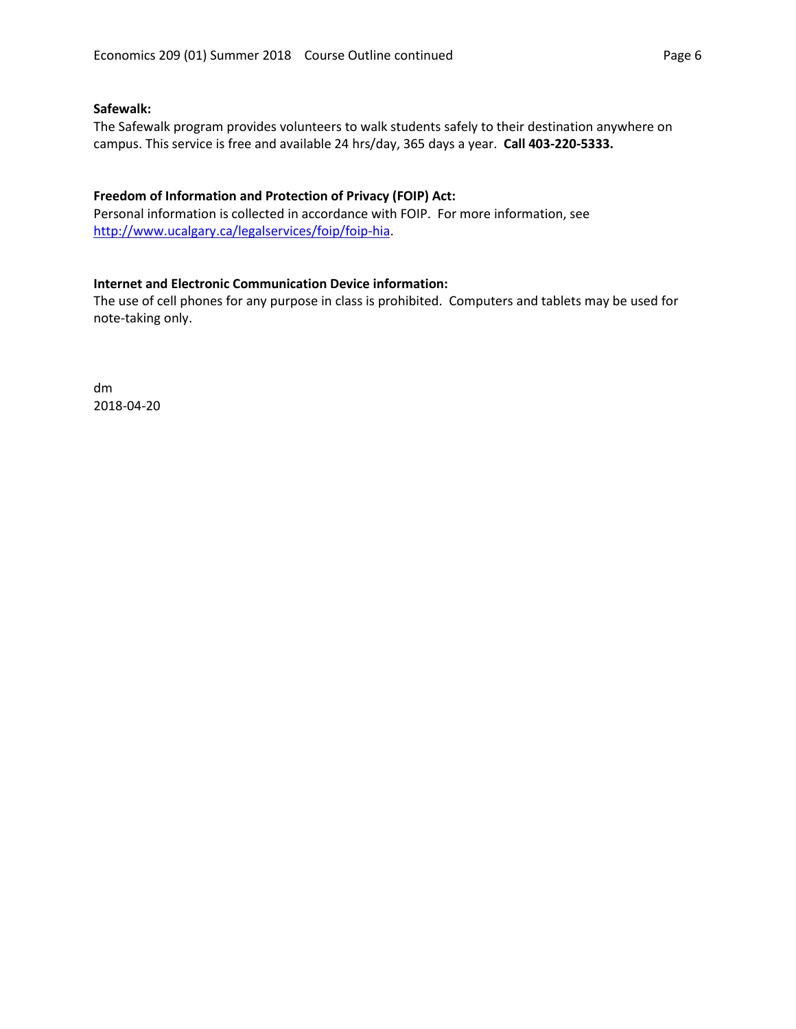**Safewalk:**
The Safewalk program provides volunteers to walk students safely to their destination anywhere on campus. This service is free and available 24 hrs/day, 365 days a year. **Call 403-220-5333.**

**Freedom of Information and Protection of Privacy (FOIP) Act:**
Personal information is collected in accordance with FOIP. For more information, see http://www.ucalgary.ca/legalservices/foip/foip-hia.

**Internet and Electronic Communication Device information:**
The use of cell phones for any purpose in class is prohibited. Computers and tablets may be used for note-taking only.

dm
2018-04-20